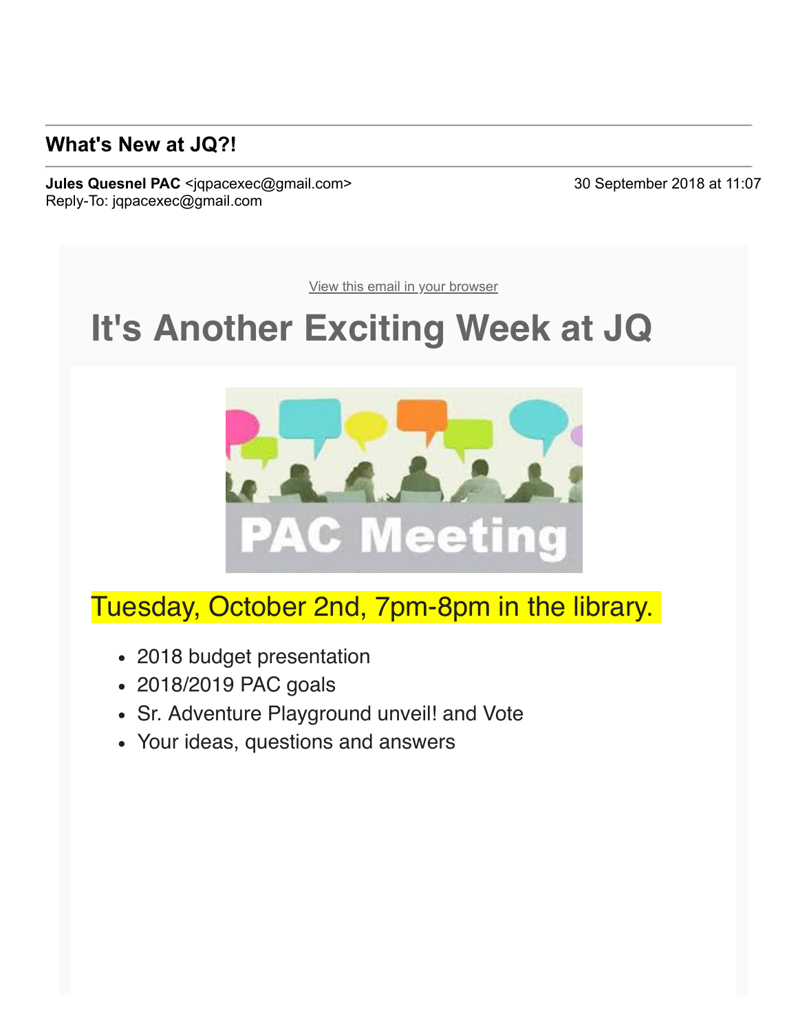## What's New at JQ?!

**Jules Quesnel PAC** <jqpacexec@gmail.com>
Reply-To: jqpacexec@gmail.com

30 September 2018 at 11:07

View this email in your browser

# It's Another Exciting Week at JQ

PAC Meeting

## Tuesday, October 2nd, 7pm-8pm in the library.

- 2018 budget presentation
- 2018/2019 PAC goals
- Sr. Adventure Playground unveil! and Vote
- Your ideas, questions and answers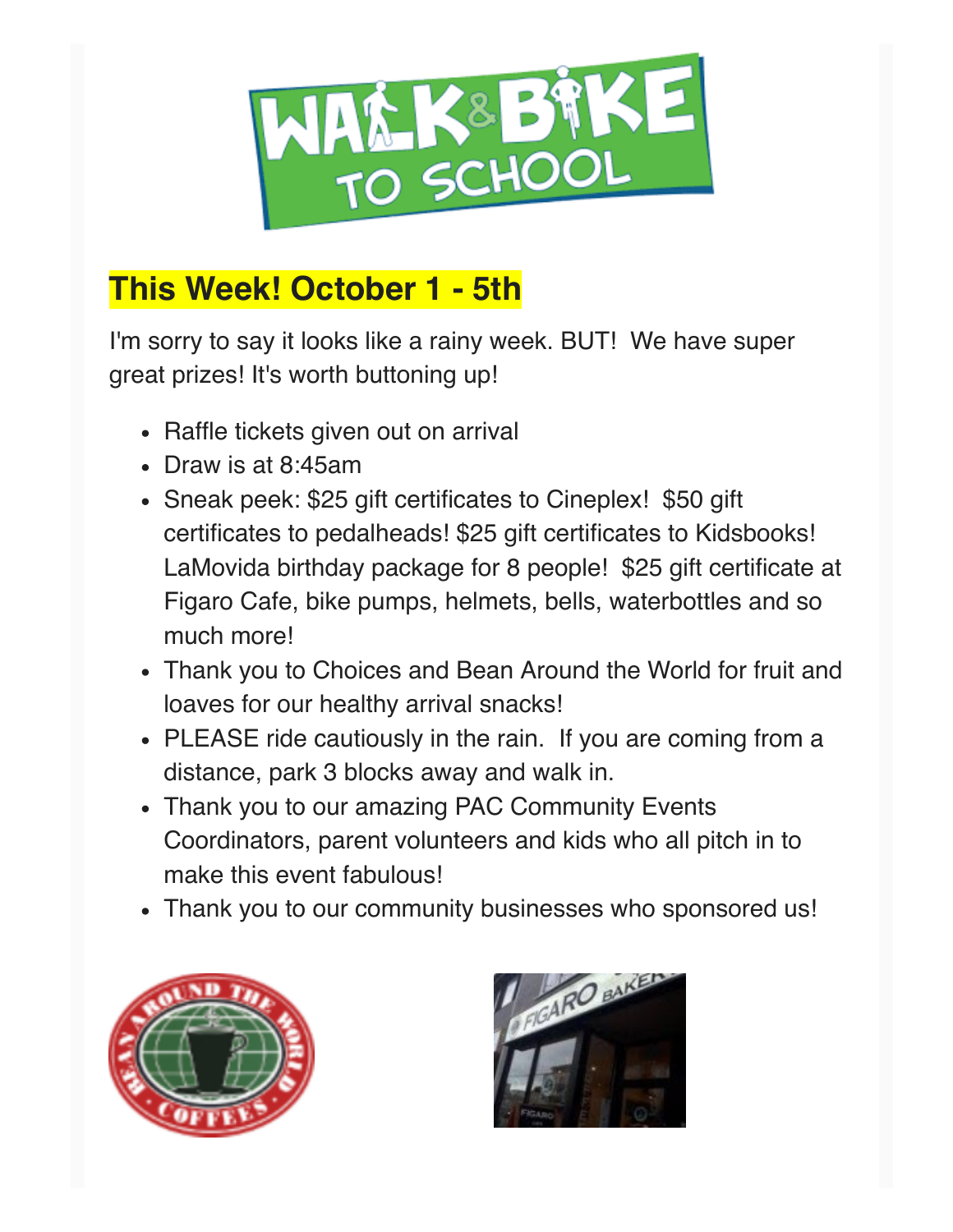## This Week! October 1 - 5th

I'm sorry to say it looks like a rainy week. BUT! We have super great prizes! It's worth buttoning up!

- Raffle tickets given out on arrival
- Draw is at 8:45am
- Sneak peek: $25 gift certificates to Cineplex! $50 gift certificates to pedalheads! $25 gift certificates to Kidsbooks! LaMovida birthday package for 8 people! $25 gift certificate at Figaro Cafe, bike pumps, helmets, bells, waterbottles and so much more!
- Thank you to Choices and Bean Around the World for fruit and loaves for our healthy arrival snacks!
- PLEASE ride cautiously in the rain. If you are coming from a distance, park 3 blocks away and walk in.
- Thank you to our amazing PAC Community Events Coordinators, parent volunteers and kids who all pitch in to make this event fabulous!
- Thank you to our community businesses who sponsored us!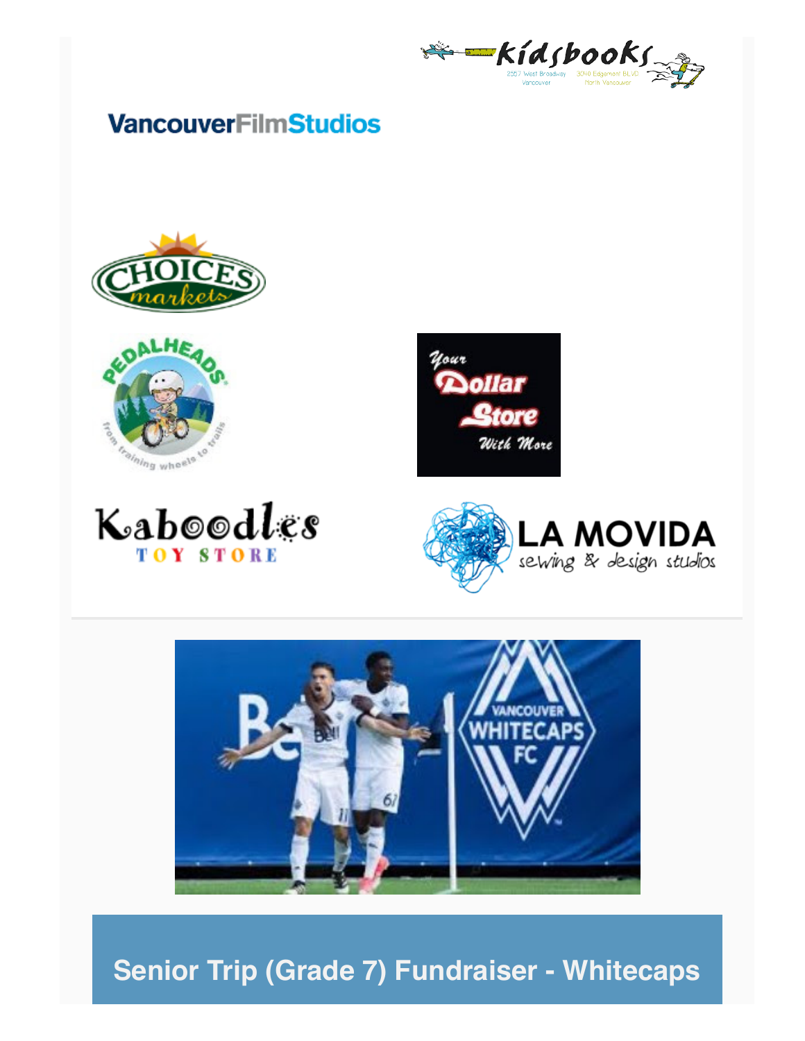## Senior Trip (Grade 7) Fundraiser - Whitecaps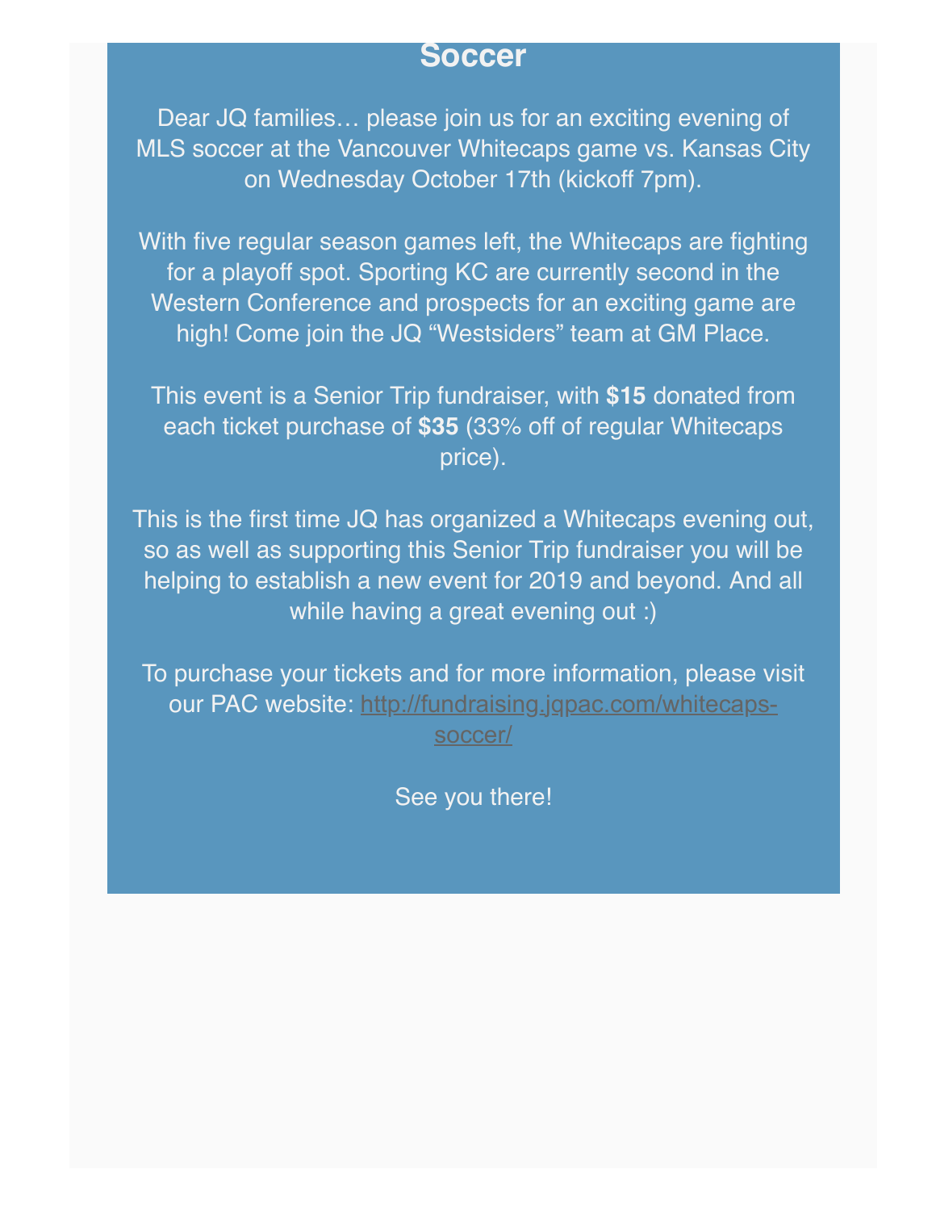## Soccer

Dear JQ families… please join us for an exciting evening of MLS soccer at the Vancouver Whitecaps game vs. Kansas City on Wednesday October 17th (kickoff 7pm).

With five regular season games left, the Whitecaps are fighting for a playoff spot. Sporting KC are currently second in the Western Conference and prospects for an exciting game are high! Come join the JQ "Westsiders" team at GM Place.

This event is a Senior Trip fundraiser, with **$15** donated from each ticket purchase of **$35** (33% off of regular Whitecaps price).

This is the first time JQ has organized a Whitecaps evening out, so as well as supporting this Senior Trip fundraiser you will be helping to establish a new event for 2019 and beyond. And all while having a great evening out :)

To purchase your tickets and for more information, please visit our PAC website: [http://fundraising.jqpac.com/whitecaps-soccer/](http://fundraising.jqpac.com/whitecaps-soccer/)

See you there!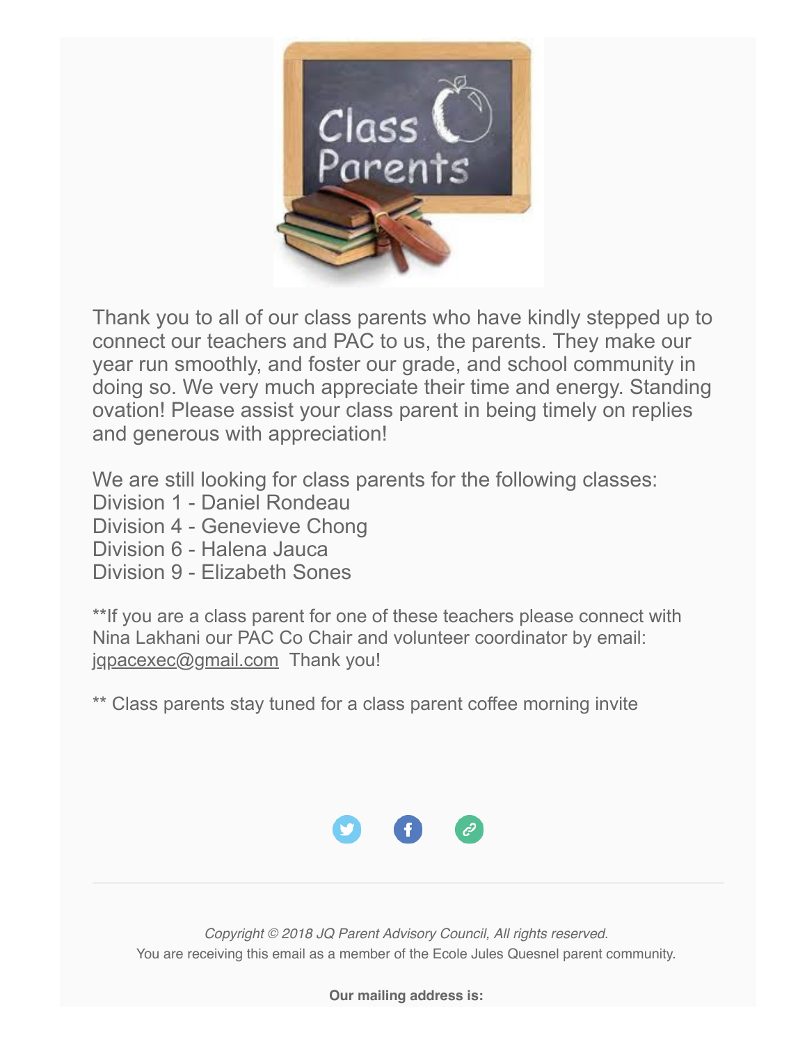Thank you to all of our class parents who have kindly stepped up to connect our teachers and PAC to us, the parents. They make our year run smoothly, and foster our grade, and school community in doing so. We very much appreciate their time and energy. Standing ovation! Please assist your class parent in being timely on replies and generous with appreciation!

We are still looking for class parents for the following classes:
Division 1 - Daniel Rondeau
Division 4 - Genevieve Chong
Division 6 - Halena Jauca
Division 9 - Elizabeth Sones

**If you are a class parent for one of these teachers please connect with Nina Lakhani our PAC Co Chair and volunteer coordinator by email: jqpacexec@gmail.com Thank you!

** Class parents stay tuned for a class parent coffee morning invite

*Copyright © 2018 JQ Parent Advisory Council, All rights reserved.*
You are receiving this email as a member of the Ecole Jules Quesnel parent community.

**Our mailing address is:**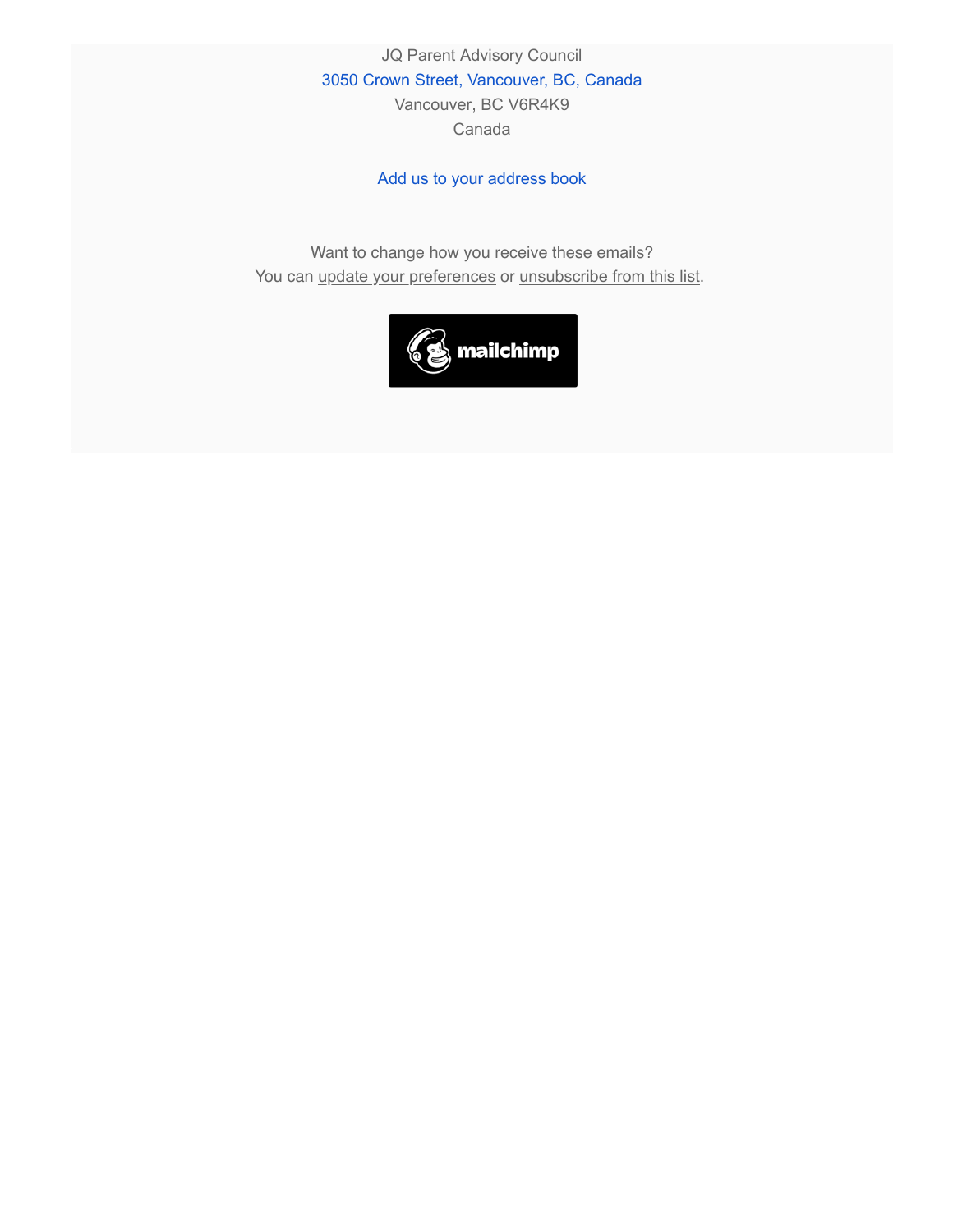JQ Parent Advisory Council
3050 Crown Street, Vancouver, BC, Canada
Vancouver, BC V6R4K9
Canada

Add us to your address book

Want to change how you receive these emails?
You can update your preferences or unsubscribe from this list.

mailchimp